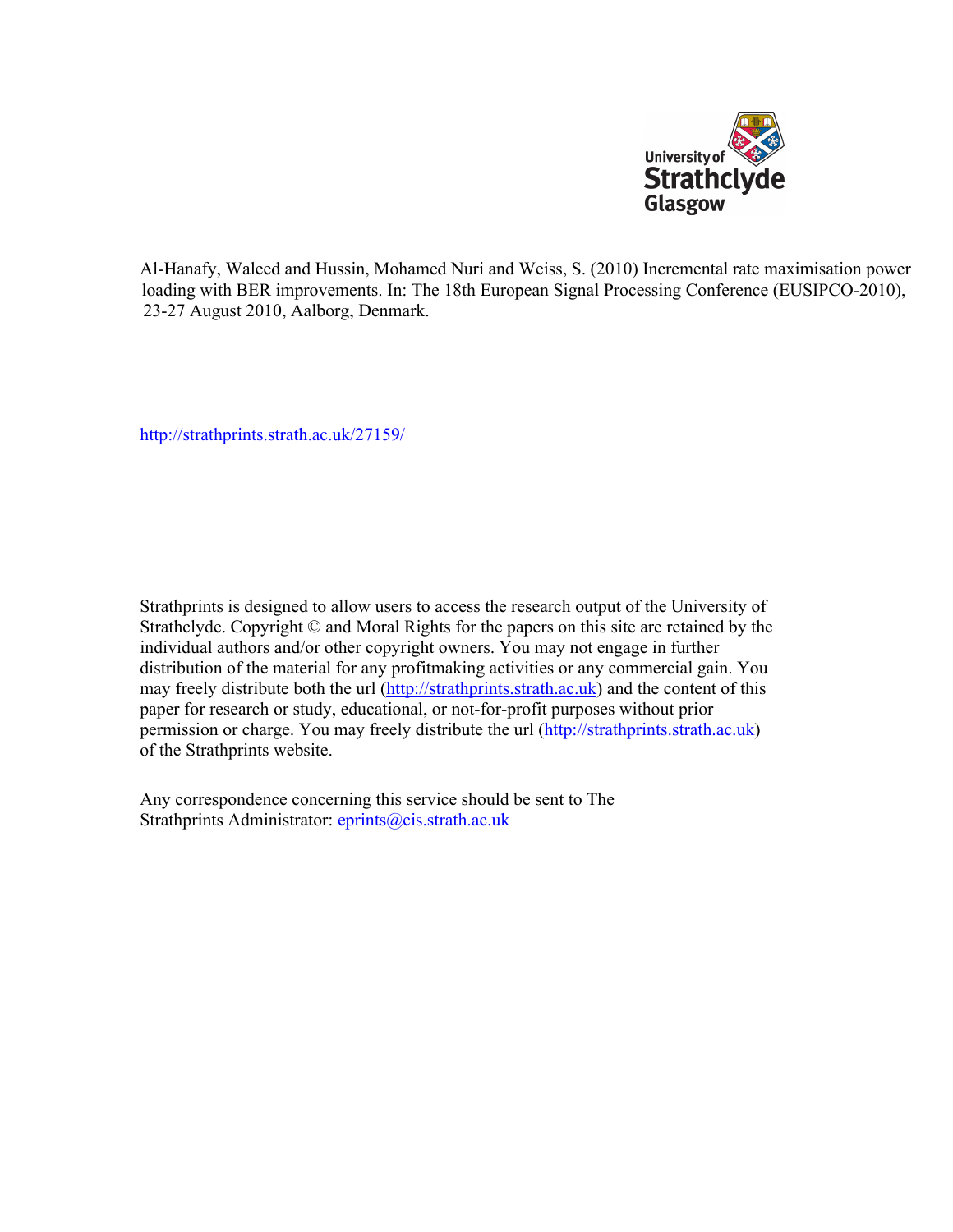University of Strathclyde Glasgow

Al-Hanafy, Waleed and Hussin, Mohamed Nuri and Weiss, S. (2010) Incremental rate maximisation power loading with BER improvements. In: The 18th European Signal Processing Conference (EUSIPCO-2010), 23-27 August 2010, Aalborg, Denmark.

http://strathprints.strath.ac.uk/27159/

Strathprints is designed to allow users to access the research output of the University of Strathclyde. Copyright © and Moral Rights for the papers on this site are retained by the individual authors and/or other copyright owners. You may not engage in further distribution of the material for any profitmaking activities or any commercial gain. You may freely distribute both the url (http://strathprints.strath.ac.uk) and the content of this paper for research or study, educational, or not-for-profit purposes without prior permission or charge. You may freely distribute the url (http://strathprints.strath.ac.uk) of the Strathprints website.

Any correspondence concerning this service should be sent to The Strathprints Administrator: eprints@cis.strath.ac.uk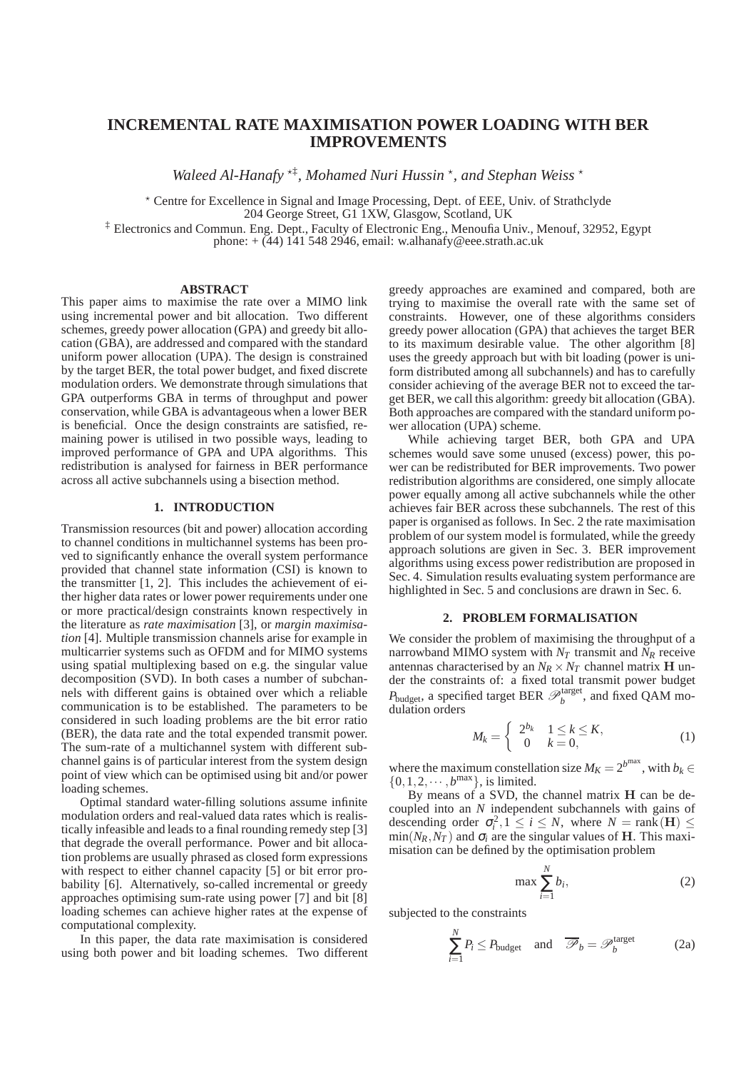# INCREMENTAL RATE MAXIMISATION POWER LOADING WITH BER IMPROVEMENTS

*Waleed Al-Hanafy* [⋆‡], *Mohamed Nuri Hussin* [⋆], *and Stephan Weiss* [⋆]

[⋆] Centre for Excellence in Signal and Image Processing, Dept. of EEE, Univ. of Strathclyde
204 George Street, G1 1XW, Glasgow, Scotland, UK
[‡] Electronics and Commun. Eng. Dept., Faculty of Electronic Eng., Menoufia Univ., Menouf, 32952, Egypt
phone: + (44) 141 548 2946, email: w.alhanafy@eee.strath.ac.uk

### ABSTRACT

This paper aims to maximise the rate over a MIMO link using incremental power and bit allocation. Two different schemes, greedy power allocation (GPA) and greedy bit allocation (GBA), are addressed and compared with the standard uniform power allocation (UPA). The design is constrained by the target BER, the total power budget, and fixed discrete modulation orders. We demonstrate through simulations that GPA outperforms GBA in terms of throughput and power conservation, while GBA is advantageous when a lower BER is beneficial. Once the design constraints are satisfied, remaining power is utilised in two possible ways, leading to improved performance of GPA and UPA algorithms. This redistribution is analysed for fairness in BER performance across all active subchannels using a bisection method.

## 1. INTRODUCTION

Transmission resources (bit and power) allocation according to channel conditions in multichannel systems has been proved to significantly enhance the overall system performance provided that channel state information (CSI) is known to the transmitter [1, 2]. This includes the achievement of either higher data rates or lower power requirements under one or more practical/design constraints known respectively in the literature as *rate maximisation* [3], or *margin maximisation* [4]. Multiple transmission channels arise for example in multicarrier systems such as OFDM and for MIMO systems using spatial multiplexing based on e.g. the singular value decomposition (SVD). In both cases a number of subchannels with different gains is obtained over which a reliable communication is to be established. The parameters to be considered in such loading problems are the bit error ratio (BER), the data rate and the total expended transmit power. The sum-rate of a multichannel system with different subchannel gains is of particular interest from the system design point of view which can be optimised using bit and/or power loading schemes.

Optimal standard water-filling solutions assume infinite modulation orders and real-valued data rates which is realistically infeasible and leads to a final rounding remedy step [3] that degrade the overall performance. Power and bit allocation problems are usually phrased as closed form expressions with respect to either channel capacity [5] or bit error probability [6]. Alternatively, so-called incremental or greedy approaches optimising sum-rate using power [7] and bit [8] loading schemes can achieve higher rates at the expense of computational complexity.

In this paper, the data rate maximisation is considered using both power and bit loading schemes. Two different greedy approaches are examined and compared, both are trying to maximise the overall rate with the same set of constraints. However, one of these algorithms considers greedy power allocation (GPA) that achieves the target BER to its maximum desirable value. The other algorithm [8] uses the greedy approach but with bit loading (power is uniform distributed among all subchannels) and has to carefully consider achieving of the average BER not to exceed the target BER, we call this algorithm: greedy bit allocation (GBA). Both approaches are compared with the standard uniform power allocation (UPA) scheme.

While achieving target BER, both GPA and UPA schemes would save some unused (excess) power, this power can be redistributed for BER improvements. Two power redistribution algorithms are considered, one simply allocate power equally among all active subchannels while the other achieves fair BER across these subchannels. The rest of this paper is organised as follows. In Sec. 2 the rate maximisation problem of our system model is formulated, while the greedy approach solutions are given in Sec. 3. BER improvement algorithms using excess power redistribution are proposed in Sec. 4. Simulation results evaluating system performance are highlighted in Sec. 5 and conclusions are drawn in Sec. 6.

## 2. PROBLEM FORMALISATION

We consider the problem of maximising the throughput of a narrowband MIMO system with $N_T$ transmit and $N_R$ receive antennas characterised by an $N_R \times N_T$ channel matrix $\mathbf{H}$ under the constraints of: a fixed total transmit power budget $P_{\text{budget}}$, a specified target BER $\mathscr{P}_b^{\text{target}}$, and fixed QAM modulation orders

$$M_k = \begin{cases} 2^{b_k} & 1 \le k \le K, \\ 0 & k = 0, \end{cases} \tag{1}$$

where the maximum constellation size $M_K = 2^{b^{\max}}$, with $b_k \in \{0, 1, 2, \cdots, b^{\max}\}$, is limited.

By means of a SVD, the channel matrix $\mathbf{H}$ can be decoupled into an $N$ independent subchannels with gains of descending order $\sigma_i^2, 1 \le i \le N$, where $N = \text{rank}(\mathbf{H}) \le \min(N_R, N_T)$ and $\sigma_i$ are the singular values of $\mathbf{H}$. This maximisation can be defined by the optimisation problem

$$\max \sum_{i=1}^{N} b_i, \tag{2}$$

subjected to the constraints

$$\sum_{i=1}^{N} P_i \le P_{\text{budget}} \quad \text{and} \quad \overline{\mathscr{P}}_b = \mathscr{P}_b^{\text{target}} \tag{2a}$$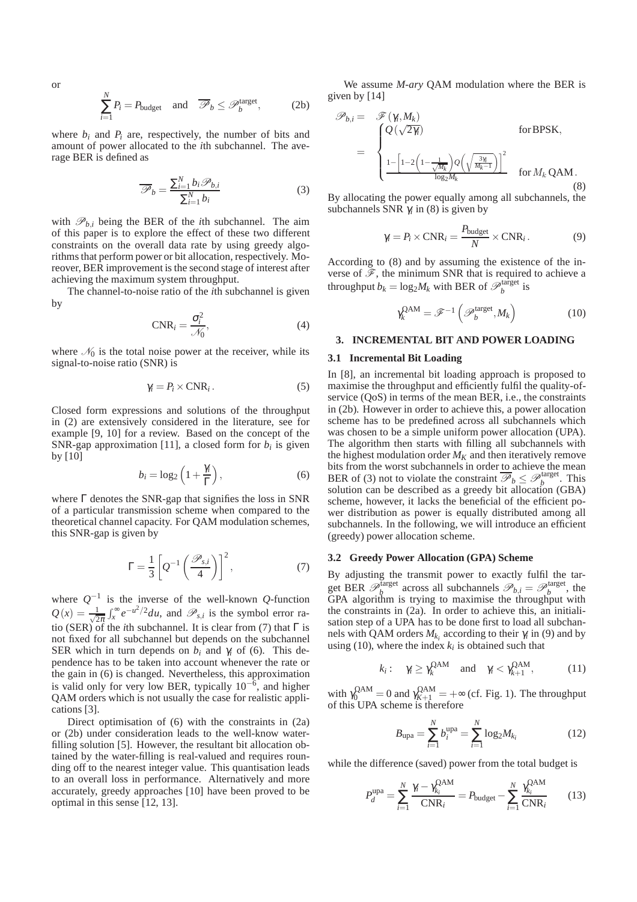or

$$\sum_{i=1}^{N} P_i = P_{\text{budget}} \quad \text{and} \quad \overline{\mathscr{P}}_b \leq \mathscr{P}_b^{\text{target}}, \tag{2b}$$

where $b_i$ and $P_i$ are, respectively, the number of bits and amount of power allocated to the $i$th subchannel. The average BER is defined as

$$\overline{\mathscr{P}}_b = \frac{\sum_{i=1}^{N} b_i \mathscr{P}_{b,i}}{\sum_{i=1}^{N} b_i} \tag{3}$$

with $\mathscr{P}_{b,i}$ being the BER of the $i$th subchannel. The aim of this paper is to explore the effect of these two different constraints on the overall data rate by using greedy algorithms that perform power or bit allocation, respectively. Moreover, BER improvement is the second stage of interest after achieving the maximum system throughput.

The channel-to-noise ratio of the $i$th subchannel is given by

$$\text{CNR}_i = \frac{\sigma_i^2}{\mathscr{N}_0}, \tag{4}$$

where $\mathscr{N}_0$ is the total noise power at the receiver, while its signal-to-noise ratio (SNR) is

$$\gamma_i = P_i \times \text{CNR}_i \,. \tag{5}$$

Closed form expressions and solutions of the throughput in (2) are extensively considered in the literature, see for example [9, 10] for a review. Based on the concept of the SNR-gap approximation [11], a closed form for $b_i$ is given by [10]

$$b_i = \log_2 \left(1 + \frac{\gamma_i}{\Gamma}\right), \tag{6}$$

where $\Gamma$ denotes the SNR-gap that signifies the loss in SNR of a particular transmission scheme when compared to the theoretical channel capacity. For QAM modulation schemes, this SNR-gap is given by

$$\Gamma = \frac{1}{3}\left[Q^{-1}\left(\frac{\mathscr{P}_{s,i}}{4}\right)\right]^2, \tag{7}$$

where $Q^{-1}$ is the inverse of the well-known $Q$-function $Q(x) = \frac{1}{\sqrt{2\pi}}\int_x^\infty e^{-u^2/2}du$, and $\mathscr{P}_{s,i}$ is the symbol error ratio (SER) of the $i$th subchannel. It is clear from (7) that $\Gamma$ is not fixed for all subchannel but depends on the subchannel SER which in turn depends on $b_i$ and $\gamma_i$ of (6). This dependence has to be taken into account whenever the rate or the gain in (6) is changed. Nevertheless, this approximation is valid only for very low BER, typically $10^{-6}$, and higher QAM orders which is not usually the case for realistic applications [3].

Direct optimisation of (6) with the constraints in (2a) or (2b) under consideration leads to the well-know water-filling solution [5]. However, the resultant bit allocation obtained by the water-filling is real-valued and requires rounding off to the nearest integer value. This quantisation leads to an overall loss in performance. Alternatively and more accurately, greedy approaches [10] have been proved to be optimal in this sense [12, 13].

We assume *M-ary* QAM modulation where the BER is given by [14]

$$\mathscr{P}_{b,i} = \mathscr{F}(\gamma_i, M_k)$$
$$= \begin{cases} Q(\sqrt{2\gamma_i}) & \text{for BPSK}, \\[2ex] \dfrac{1-\left[1-2\left(1-\frac{1}{\sqrt{M_k}}\right)Q\left(\sqrt{\frac{3\gamma_i}{M_k-1}}\right)\right]^2}{\log_2 M_k} & \text{for } M_k \text{ QAM}. \end{cases} \tag{8}$$

By allocating the power equally among all subchannels, the subchannels SNR $\gamma_i$ in (8) is given by

$$\gamma_i = P_i \times \text{CNR}_i = \frac{P_{\text{budget}}}{N} \times \text{CNR}_i \,. \tag{9}$$

According to (8) and by assuming the existence of the inverse of $\mathscr{F}$, the minimum SNR that is required to achieve a throughput $b_k = \log_2 M_k$ with BER of $\mathscr{P}_b^{\text{target}}$ is

$$\gamma_k^{\text{QAM}} = \mathscr{F}^{-1}\left(\mathscr{P}_b^{\text{target}}, M_k\right) \tag{10}$$

## 3. INCREMENTAL BIT AND POWER LOADING

### 3.1 Incremental Bit Loading

In [8], an incremental bit loading approach is proposed to maximise the throughput and efficiently fulfil the quality-of-service (QoS) in terms of the mean BER, i.e., the constraints in (2b). However in order to achieve this, a power allocation scheme has to be predefined across all subchannels which was chosen to be a simple uniform power allocation (UPA). The algorithm then starts with filling all subchannels with the highest modulation order $M_K$ and then iteratively remove bits from the worst subchannels in order to achieve the mean BER of (3) not to violate the constraint $\overline{\mathscr{P}}_b \leq \mathscr{P}_b^{\text{target}}$. This solution can be described as a greedy bit allocation (GBA) scheme, however, it lacks the beneficial of the efficient power distribution as power is equally distributed among all subchannels. In the following, we will introduce an efficient (greedy) power allocation scheme.

### 3.2 Greedy Power Allocation (GPA) Scheme

By adjusting the transmit power to exactly fulfil the target BER $\mathscr{P}_b^{\text{target}}$ across all subchannels $\mathscr{P}_{b,i} = \mathscr{P}_b^{\text{target}}$, the GPA algorithm is trying to maximise the throughput with the constraints in (2a). In order to achieve this, an initialisation step of a UPA has to be done first to load all subchannels with QAM orders $M_{k_i}$ according to their $\gamma_i$ in (9) and by using (10), where the index $k_i$ is obtained such that

$$k_i: \quad \gamma_i \geq \gamma_k^{\text{QAM}} \quad \text{and} \quad \gamma_i < \gamma_{k+1}^{\text{QAM}}, \tag{11}$$

with $\gamma_0^{\text{QAM}} = 0$ and $\gamma_{K+1}^{\text{QAM}} = +\infty$ (cf. Fig. 1). The throughput of this UPA scheme is therefore

$$B_{\text{upa}} = \sum_{i=1}^{N} b_i^{\text{upa}} = \sum_{i=1}^{N} \log_2 M_{k_i} \tag{12}$$

while the difference (saved) power from the total budget is

$$P_d^{\text{upa}} = \sum_{i=1}^{N} \frac{\gamma_i - \gamma_{k_i}^{\text{QAM}}}{\text{CNR}_i} = P_{\text{budget}} - \sum_{i=1}^{N} \frac{\gamma_{k_i}^{\text{QAM}}}{\text{CNR}_i} \tag{13}$$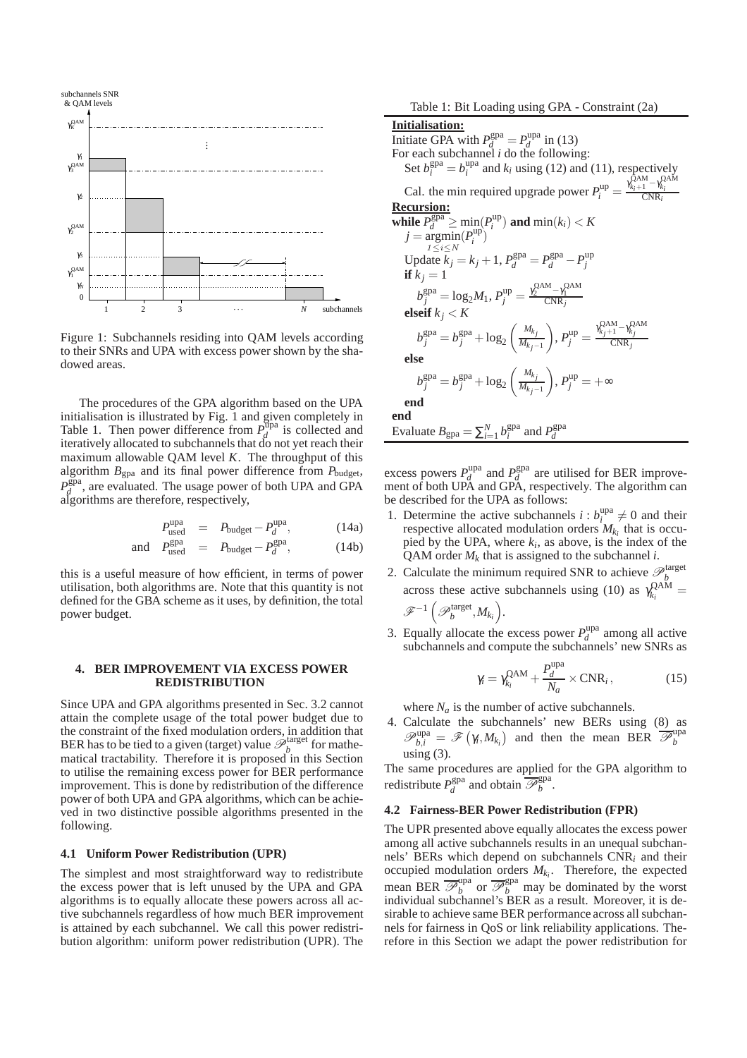Figure 1: Subchannels residing into QAM levels according to their SNRs and UPA with excess power shown by the shadowed areas.

The procedures of the GPA algorithm based on the UPA initialisation is illustrated by Fig. 1 and given completely in Table 1. Then power difference from $P_d^{\text{upa}}$ is collected and iteratively allocated to subchannels that do not yet reach their maximum allowable QAM level $K$. The throughput of this algorithm $B_{\text{gpa}}$ and its final power difference from $P_{\text{budget}}$, $P_d^{\text{gpa}}$, are evaluated. The usage power of both UPA and GPA algorithms are therefore, respectively,

$$P_{\text{used}}^{\text{upa}} = P_{\text{budget}} - P_d^{\text{upa}}, \tag{14a}$$

$$\text{and} \quad P_{\text{used}}^{\text{gpa}} = P_{\text{budget}} - P_d^{\text{gpa}}, \tag{14b}$$

this is a useful measure of how efficient, in terms of power utilisation, both algorithms are. Note that this quantity is not defined for the GBA scheme as it uses, by definition, the total power budget.

Table 1: Bit Loading using GPA - Constraint (2a)

**Initialisation:**

Initiate GPA with $P_d^{\text{gpa}} = P_d^{\text{upa}}$ in (13)

For each subchannel $i$ do the following:

  Set $b_i^{\text{gpa}} = b_i^{\text{upa}}$ and $k_i$ using (12) and (11), respectively

  Cal. the min required upgrade power $P_i^{\text{up}} = \frac{\gamma_{k_i+1}^{\text{QAM}} - \gamma_{k_i}^{\text{QAM}}}{\text{CNR}_i}$

**Recursion:**

**while** $P_d^{\text{gpa}} \geq \min(P_i^{\text{up}})$ **and** $\min(k_i) < K$

  $j = \underset{1 \leq i \leq N}{\operatorname{argmin}}(P_i^{\text{up}})$

  Update $k_j = k_j + 1$, $P_d^{\text{gpa}} = P_d^{\text{gpa}} - P_j^{\text{up}}$

  **if** $k_j = 1$

    $b_j^{\text{gpa}} = \log_2 M_1$, $P_j^{\text{up}} = \frac{\gamma_2^{\text{QAM}} - \gamma_1^{\text{QAM}}}{\text{CNR}_j}$

  **elseif** $k_j < K$

    $b_j^{\text{gpa}} = b_j^{\text{gpa}} + \log_2\left(\frac{M_{k_j}}{M_{k_j-1}}\right)$, $P_j^{\text{up}} = \frac{\gamma_{k_j+1}^{\text{QAM}} - \gamma_{k_j}^{\text{QAM}}}{\text{CNR}_j}$

  **else**

    $b_j^{\text{gpa}} = b_j^{\text{gpa}} + \log_2\left(\frac{M_{k_j}}{M_{k_j-1}}\right)$, $P_j^{\text{up}} = +\infty$

  **end**

**end**

Evaluate $B_{\text{gpa}} = \sum_{i=1}^{N} b_i^{\text{gpa}}$ and $P_d^{\text{gpa}}$

## 4. BER IMPROVEMENT VIA EXCESS POWER REDISTRIBUTION

Since UPA and GPA algorithms presented in Sec. 3.2 cannot attain the complete usage of the total power budget due to the constraint of the fixed modulation orders, in addition that BER has to be tied to a given (target) value $\mathscr{P}_b^{\text{target}}$ for mathematical tractability. Therefore it is proposed in this Section to utilise the remaining excess power for BER performance improvement. This is done by redistribution of the difference power of both UPA and GPA algorithms, which can be achieved in two distinctive possible algorithms presented in the following.

### 4.1 Uniform Power Redistribution (UPR)

The simplest and most straightforward way to redistribute the excess power that is left unused by the UPA and GPA algorithms is to equally allocate these powers across all active subchannels regardless of how much BER improvement is attained by each subchannel. We call this power redistribution algorithm: uniform power redistribution (UPR). The excess powers $P_d^{\text{upa}}$ and $P_d^{\text{gpa}}$ are utilised for BER improvement of both UPA and GPA, respectively. The algorithm can be described for the UPA as follows:

1. Determine the active subchannels $i : b_i^{\text{upa}} \neq 0$ and their respective allocated modulation orders $M_{k_i}$ that is occupied by the UPA, where $k_i$, as above, is the index of the QAM order $M_k$ that is assigned to the subchannel $i$.
2. Calculate the minimum required SNR to achieve $\mathscr{P}_b^{\text{target}}$ across these active subchannels using (10) as $\gamma_{k_i}^{\text{QAM}} = \mathscr{F}^{-1}\left(\mathscr{P}_b^{\text{target}}, M_{k_i}\right)$.
3. Equally allocate the excess power $P_d^{\text{upa}}$ among all active subchannels and compute the subchannels' new SNRs as

$$\gamma_i = \gamma_{k_i}^{\text{QAM}} + \frac{P_d^{\text{upa}}}{N_a} \times \text{CNR}_i, \tag{15}$$

   where $N_a$ is the number of active subchannels.
4. Calculate the subchannels' new BERs using (8) as $\mathscr{P}_{b,i}^{\text{upa}} = \mathscr{F}\left(\gamma_i, M_{k_i}\right)$ and then the mean BER $\overline{\mathscr{P}_b^{\text{upa}}}$ using (3).

The same procedures are applied for the GPA algorithm to redistribute $P_d^{\text{gpa}}$ and obtain $\overline{\mathscr{P}_b^{\text{gpa}}}$.

### 4.2 Fairness-BER Power Redistribution (FPR)

The UPR presented above equally allocates the excess power among all active subchannels results in an unequal subchannels' BERs which depend on subchannels $\text{CNR}_i$ and their occupied modulation orders $M_{k_i}$. Therefore, the expected mean BER $\overline{\mathscr{P}_b^{\text{upa}}}$ or $\overline{\mathscr{P}_b^{\text{gpa}}}$ may be dominated by the worst individual subchannel's BER as a result. Moreover, it is desirable to achieve same BER performance across all subchannels for fairness in QoS or link reliability applications. Therefore in this Section we adapt the power redistribution for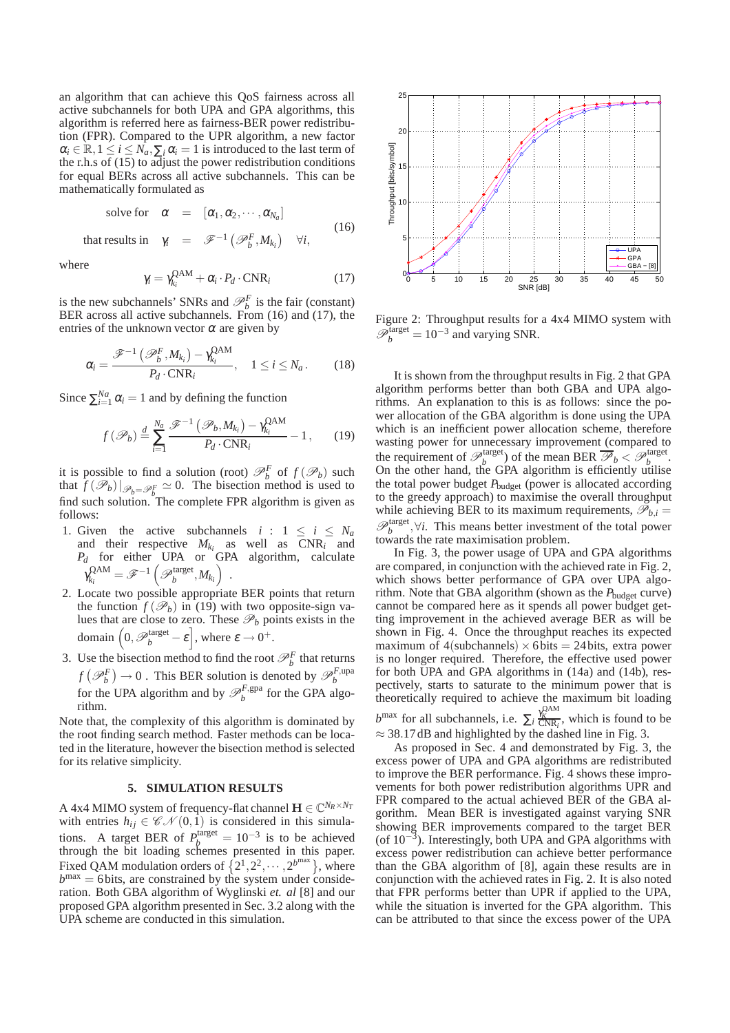an algorithm that can achieve this QoS fairness across all active subchannels for both UPA and GPA algorithms, this algorithm is referred here as fairness-BER power redistribution (FPR). Compared to the UPR algorithm, a new factor $\alpha_i \in \mathbb{R}, 1 \leq i \leq N_a, \sum_i \alpha_i = 1$ is introduced to the last term of the r.h.s of (15) to adjust the power redistribution conditions for equal BERs across all active subchannels. This can be mathematically formulated as

$$\begin{aligned} \text{solve for} \quad \alpha &= [\alpha_1, \alpha_2, \cdots, \alpha_{N_a}] \\ \text{that results in} \quad \gamma_i &= \mathscr{F}^{-1}\left(\mathscr{P}_b^F, M_{k_i}\right) \quad \forall i, \end{aligned} \tag{16}$$

where

$$\gamma_i = \gamma_{k_i}^{\text{QAM}} + \alpha_i \cdot P_d \cdot \text{CNR}_i \tag{17}$$

is the new subchannels' SNRs and $\mathscr{P}_b^F$ is the fair (constant) BER across all active subchannels. From (16) and (17), the entries of the unknown vector $\alpha$ are given by

$$\alpha_i = \frac{\mathscr{F}^{-1}\left(\mathscr{P}_b^F, M_{k_i}\right) - \gamma_{k_i}^{\text{QAM}}}{P_d \cdot \text{CNR}_i}, \quad 1 \leq i \leq N_a. \tag{18}$$

Since $\sum_{i=1}^{Na} \alpha_i = 1$ and by defining the function

$$f\left(\mathscr{P}_b\right) \stackrel{d}{=} \sum_{i=1}^{N_a} \frac{\mathscr{F}^{-1}\left(\mathscr{P}_b, M_{k_i}\right) - \gamma_{k_i}^{\text{QAM}}}{P_d \cdot \text{CNR}_i} - 1, \tag{19}$$

it is possible to find a solution (root) $\mathscr{P}_b^F$ of $f\left(\mathscr{P}_b\right)$ such that $f\left(\mathscr{P}_b\right)|_{\mathscr{P}_b = \mathscr{P}_b^F} \simeq 0$. The bisection method is used to find such solution. The complete FPR algorithm is given as follows:

1. Given the active subchannels $i : 1 \leq i \leq N_a$ and their respective $M_{k_i}$ as well as $\text{CNR}_i$ and $P_d$ for either UPA or GPA algorithm, calculate $\gamma_{k_i}^{\text{QAM}} = \mathscr{F}^{-1}\left(\mathscr{P}_b^{\text{target}}, M_{k_i}\right)$.
2. Locate two possible appropriate BER points that return the function $f\left(\mathscr{P}_b\right)$ in (19) with two opposite-sign values that are close to zero. These $\mathscr{P}_b$ points exists in the domain $\left(0, \mathscr{P}_b^{\text{target}} - \varepsilon\right]$, where $\varepsilon \to 0^+$.
3. Use the bisection method to find the root $\mathscr{P}_b^F$ that returns $f\left(\mathscr{P}_b^F\right) \to 0$. This BER solution is denoted by $\mathscr{P}_b^{F,\text{upa}}$ for the UPA algorithm and by $\mathscr{P}_b^{F,\text{gpa}}$ for the GPA algorithm.

Note that, the complexity of this algorithm is dominated by the root finding search method. Faster methods can be located in the literature, however the bisection method is selected for its relative simplicity.

## 5. SIMULATION RESULTS

A 4x4 MIMO system of frequency-flat channel $\mathbf{H} \in \mathbb{C}^{N_R \times N_T}$ with entries $h_{ij} \in \mathscr{CN}(0,1)$ is considered in this simulations. A target BER of $P_b^{\text{target}} = 10^{-3}$ is to be achieved through the bit loading schemes presented in this paper. Fixed QAM modulation orders of $\{2^1, 2^2, \cdots, 2^{b^{\max}}\}$, where $b^{\max} = 6$bits, are constrained by the system under consideration. Both GBA algorithm of Wyglinski *et. al* [8] and our proposed GPA algorithm presented in Sec. 3.2 along with the UPA scheme are conducted in this simulation.

Figure 2: Throughput results for a 4x4 MIMO system with $\mathscr{P}_b^{\text{target}} = 10^{-3}$ and varying SNR.

It is shown from the throughput results in Fig. 2 that GPA algorithm performs better than both GBA and UPA algorithms. An explanation to this is as follows: since the power allocation of the GBA algorithm is done using the UPA which is an inefficient power allocation scheme, therefore wasting power for unnecessary improvement (compared to the requirement of $\mathscr{P}_b^{\text{target}}$) of the mean BER $\overline{\mathscr{P}}_b < \mathscr{P}_b^{\text{target}}$. On the other hand, the GPA algorithm is efficiently utilise the total power budget $P_{\text{budget}}$ (power is allocated according to the greedy approach) to maximise the overall throughput while achieving BER to its maximum requirements, $\mathscr{P}_{b,i} = \mathscr{P}_b^{\text{target}}, \forall i$. This means better investment of the total power towards the rate maximisation problem.

In Fig. 3, the power usage of UPA and GPA algorithms are compared, in conjunction with the achieved rate in Fig. 2, which shows better performance of GPA over UPA algorithm. Note that GBA algorithm (shown as the $P_{\text{budget}}$ curve) cannot be compared here as it spends all power budget getting improvement in the achieved average BER as will be shown in Fig. 4. Once the throughput reaches its expected maximum of $4(\text{subchannels}) \times 6\,\text{bits} = 24\,\text{bits}$, extra power is no longer required. Therefore, the effective used power for both UPA and GPA algorithms in (14a) and (14b), respectively, starts to saturate to the minimum power that is theoretically required to achieve the maximum bit loading $b^{\max}$ for all subchannels, i.e. $\sum_i \frac{\gamma_K^{\text{QAM}}}{\text{CNR}_i}$, which is found to be $\approx 38.17\,\text{dB}$ and highlighted by the dashed line in Fig. 3.

As proposed in Sec. 4 and demonstrated by Fig. 3, the excess power of UPA and GPA algorithms are redistributed to improve the BER performance. Fig. 4 shows these improvements for both power redistribution algorithms UPR and FPR compared to the actual achieved BER of the GBA algorithm. Mean BER is investigated against varying SNR showing BER improvements compared to the target BER (of $10^{-3}$). Interestingly, both UPA and GPA algorithms with excess power redistribution can achieve better performance than the GBA algorithm of [8], again these results are in conjunction with the achieved rates in Fig. 2. It is also noted that FPR performs better than UPR if applied to the UPA, while the situation is inverted for the GPA algorithm. This can be attributed to that since the excess power of the UPA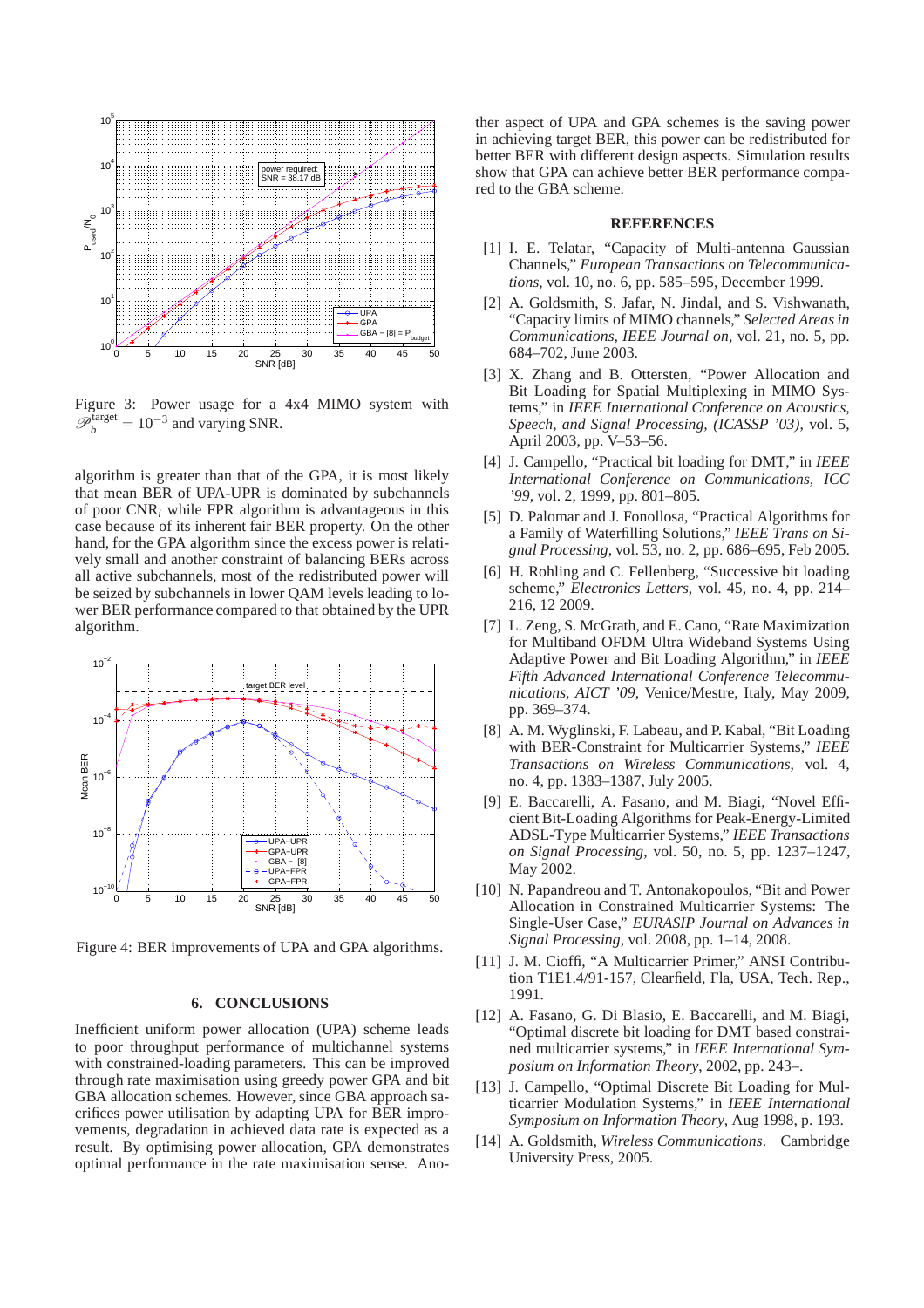$10^5$
$10^4$
$10^3$
$10^2$
$10^1$
$10^0$
$P_{used}/N_0$
power required: SNR = 38.17 dB
UPA
GPA
GBA − [8] = $P_{budget}$
0 5 10 15 20 25 30 35 40 45 50
SNR [dB]

Figure 3: Power usage for a 4x4 MIMO system with $\mathscr{P}_b^{\text{target}} = 10^{-3}$ and varying SNR.

algorithm is greater than that of the GPA, it is most likely that mean BER of UPA-UPR is dominated by subchannels of poor CNR$_i$ while FPR algorithm is advantageous in this case because of its inherent fair BER property. On the other hand, for the GPA algorithm since the excess power is relatively small and another constraint of balancing BERs across all active subchannels, most of the redistributed power will be seized by subchannels in lower QAM levels leading to lower BER performance compared to that obtained by the UPR algorithm.

$10^{-2}$
$10^{-4}$
$10^{-6}$
$10^{-8}$
$10^{-10}$
Mean BER
target BER level
UPA−UPR
GPA−UPR
GBA − [8]
UPA−FPR
GPA−FPR
0 5 10 15 20 25 30 35 40 45 50
SNR [dB]

Figure 4: BER improvements of UPA and GPA algorithms.

## 6. CONCLUSIONS

Inefficient uniform power allocation (UPA) scheme leads to poor throughput performance of multichannel systems with constrained-loading parameters. This can be improved through rate maximisation using greedy power GPA and bit GBA allocation schemes. However, since GBA approach sacrifices power utilisation by adapting UPA for BER improvements, degradation in achieved data rate is expected as a result. By optimising power allocation, GPA demonstrates optimal performance in the rate maximisation sense. Another aspect of UPA and GPA schemes is the saving power in achieving target BER, this power can be redistributed for better BER with different design aspects. Simulation results show that GPA can achieve better BER performance compared to the GBA scheme.

## REFERENCES

[1] I. E. Telatar, "Capacity of Multi-antenna Gaussian Channels," *European Transactions on Telecommunications*, vol. 10, no. 6, pp. 585–595, December 1999.

[2] A. Goldsmith, S. Jafar, N. Jindal, and S. Vishwanath, "Capacity limits of MIMO channels," *Selected Areas in Communications, IEEE Journal on*, vol. 21, no. 5, pp. 684–702, June 2003.

[3] X. Zhang and B. Ottersten, "Power Allocation and Bit Loading for Spatial Multiplexing in MIMO Systems," in *IEEE International Conference on Acoustics, Speech, and Signal Processing, (ICASSP '03)*, vol. 5, April 2003, pp. V–53–56.

[4] J. Campello, "Practical bit loading for DMT," in *IEEE International Conference on Communications, ICC '99*, vol. 2, 1999, pp. 801–805.

[5] D. Palomar and J. Fonollosa, "Practical Algorithms for a Family of Waterfilling Solutions," *IEEE Trans on Signal Processing*, vol. 53, no. 2, pp. 686–695, Feb 2005.

[6] H. Rohling and C. Fellenberg, "Successive bit loading scheme," *Electronics Letters*, vol. 45, no. 4, pp. 214–216, 12 2009.

[7] L. Zeng, S. McGrath, and E. Cano, "Rate Maximization for Multiband OFDM Ultra Wideband Systems Using Adaptive Power and Bit Loading Algorithm," in *IEEE Fifth Advanced International Conference Telecommunications, AICT '09*, Venice/Mestre, Italy, May 2009, pp. 369–374.

[8] A. M. Wyglinski, F. Labeau, and P. Kabal, "Bit Loading with BER-Constraint for Multicarrier Systems," *IEEE Transactions on Wireless Communications*, vol. 4, no. 4, pp. 1383–1387, July 2005.

[9] E. Baccarelli, A. Fasano, and M. Biagi, "Novel Efficient Bit-Loading Algorithms for Peak-Energy-Limited ADSL-Type Multicarrier Systems," *IEEE Transactions on Signal Processing*, vol. 50, no. 5, pp. 1237–1247, May 2002.

[10] N. Papandreou and T. Antonakopoulos, "Bit and Power Allocation in Constrained Multicarrier Systems: The Single-User Case," *EURASIP Journal on Advances in Signal Processing*, vol. 2008, pp. 1–14, 2008.

[11] J. M. Cioffi, "A Multicarrier Primer," ANSI Contribution T1E1.4/91-157, Clearfield, Fla, USA, Tech. Rep., 1991.

[12] A. Fasano, G. Di Blasio, E. Baccarelli, and M. Biagi, "Optimal discrete bit loading for DMT based constrained multicarrier systems," in *IEEE International Symposium on Information Theory*, 2002, pp. 243–.

[13] J. Campello, "Optimal Discrete Bit Loading for Multicarrier Modulation Systems," in *IEEE International Symposium on Information Theory*, Aug 1998, p. 193.

[14] A. Goldsmith, *Wireless Communications*. Cambridge University Press, 2005.